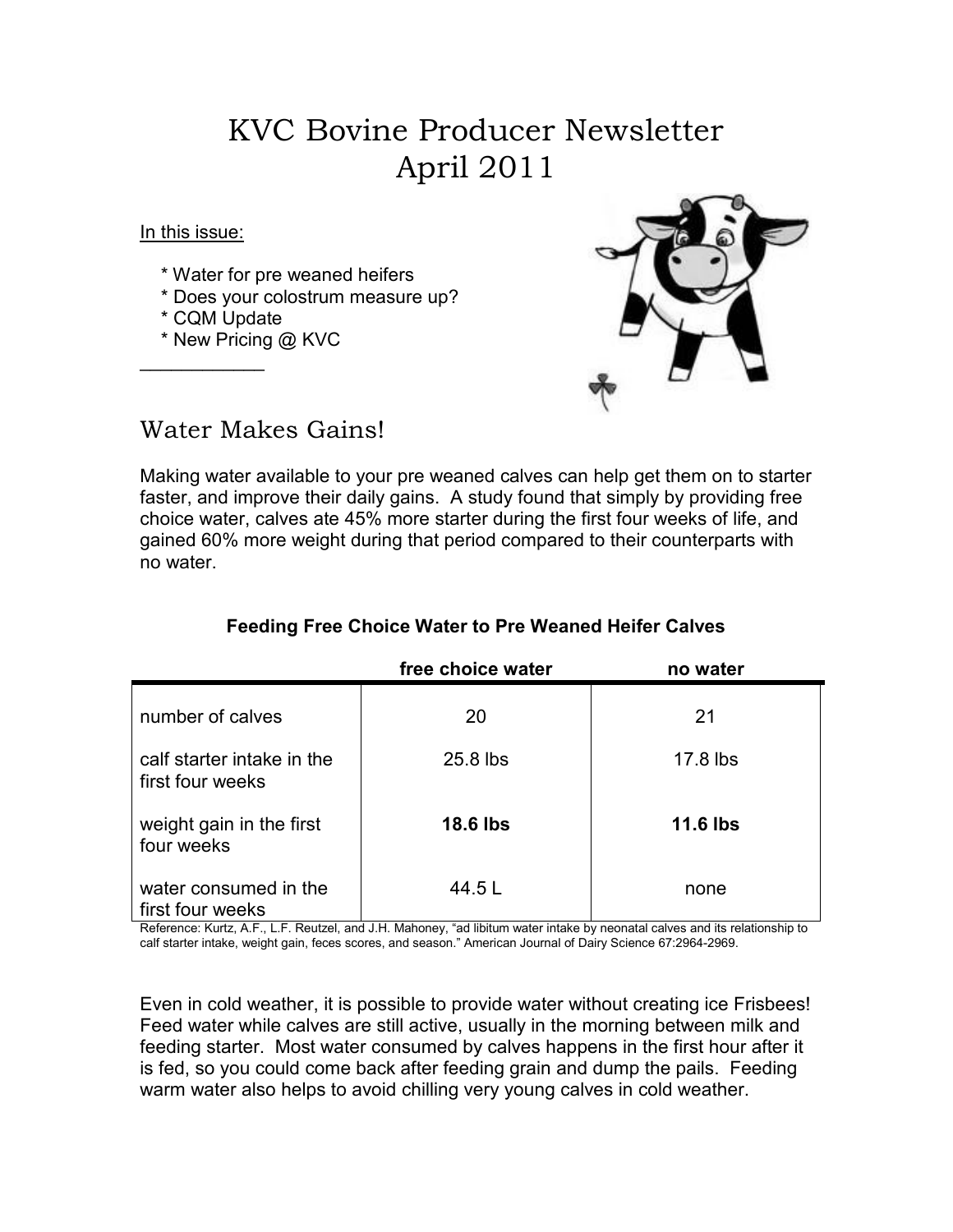# KVC Bovine Producer Newsletter
# April 2011

In this issue:

* Water for pre weaned heifers
* Does your colostrum measure up?
* CQM Update
* New Pricing @ KVC

___________

## Water Makes Gains!

Making water available to your pre weaned calves can help get them on to starter faster, and improve their daily gains. A study found that simply by providing free choice water, calves ate 45% more starter during the first four weeks of life, and gained 60% more weight during that period compared to their counterparts with no water.

**Feeding Free Choice Water to Pre Weaned Heifer Calves**

| | free choice water | no water |
|---|---|---|
| number of calves | 20 | 21 |
| calf starter intake in the first four weeks | 25.8 lbs | 17.8 lbs |
| weight gain in the first four weeks | **18.6 lbs** | **11.6 lbs** |
| water consumed in the first four weeks | 44.5 L | none |

Reference: Kurtz, A.F., L.F. Reutzel, and J.H. Mahoney, "ad libitum water intake by neonatal calves and its relationship to calf starter intake, weight gain, feces scores, and season." American Journal of Dairy Science 67:2964-2969.

Even in cold weather, it is possible to provide water without creating ice Frisbees! Feed water while calves are still active, usually in the morning between milk and feeding starter. Most water consumed by calves happens in the first hour after it is fed, so you could come back after feeding grain and dump the pails. Feeding warm water also helps to avoid chilling very young calves in cold weather.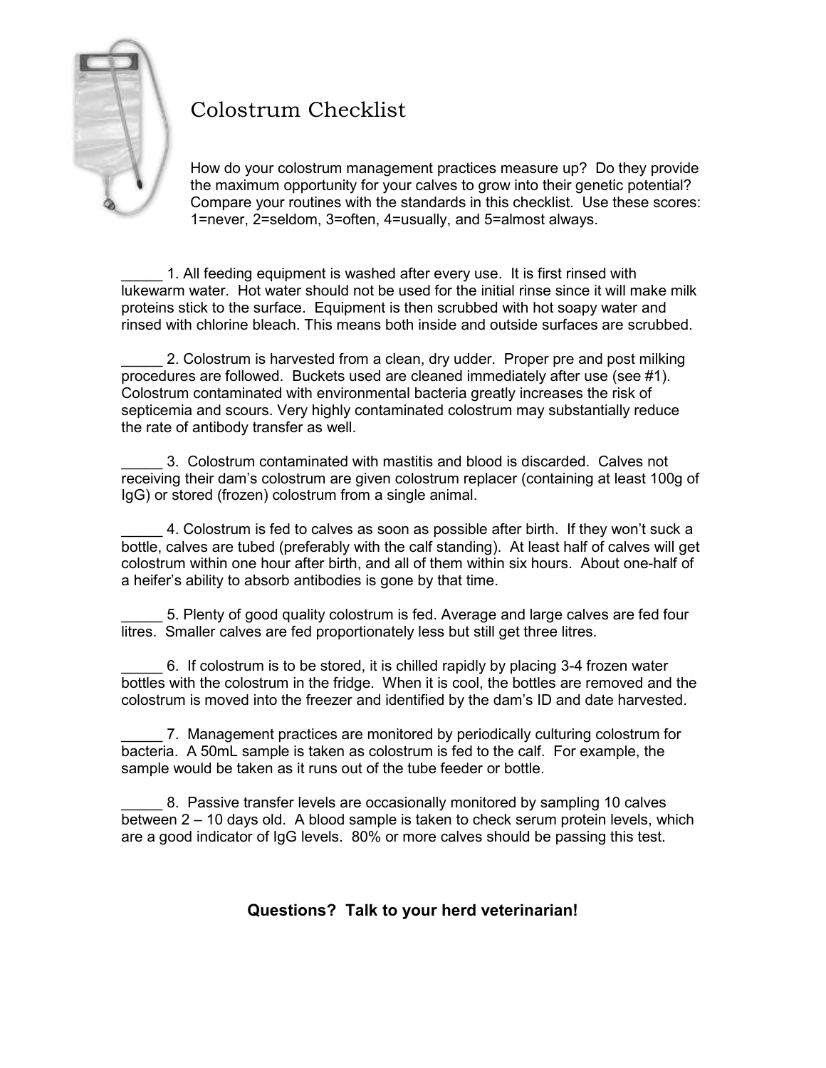# Colostrum Checklist

How do your colostrum management practices measure up? Do they provide the maximum opportunity for your calves to grow into their genetic potential? Compare your routines with the standards in this checklist. Use these scores: 1=never, 2=seldom, 3=often, 4=usually, and 5=almost always.

_____ 1. All feeding equipment is washed after every use. It is first rinsed with lukewarm water. Hot water should not be used for the initial rinse since it will make milk proteins stick to the surface. Equipment is then scrubbed with hot soapy water and rinsed with chlorine bleach. This means both inside and outside surfaces are scrubbed.

_____ 2. Colostrum is harvested from a clean, dry udder. Proper pre and post milking procedures are followed. Buckets used are cleaned immediately after use (see #1). Colostrum contaminated with environmental bacteria greatly increases the risk of septicemia and scours. Very highly contaminated colostrum may substantially reduce the rate of antibody transfer as well.

_____ 3. Colostrum contaminated with mastitis and blood is discarded. Calves not receiving their dam's colostrum are given colostrum replacer (containing at least 100g of IgG) or stored (frozen) colostrum from a single animal.

_____ 4. Colostrum is fed to calves as soon as possible after birth. If they won't suck a bottle, calves are tubed (preferably with the calf standing). At least half of calves will get colostrum within one hour after birth, and all of them within six hours. About one-half of a heifer's ability to absorb antibodies is gone by that time.

_____ 5. Plenty of good quality colostrum is fed. Average and large calves are fed four litres. Smaller calves are fed proportionately less but still get three litres.

_____ 6. If colostrum is to be stored, it is chilled rapidly by placing 3-4 frozen water bottles with the colostrum in the fridge. When it is cool, the bottles are removed and the colostrum is moved into the freezer and identified by the dam's ID and date harvested.

_____ 7. Management practices are monitored by periodically culturing colostrum for bacteria. A 50mL sample is taken as colostrum is fed to the calf. For example, the sample would be taken as it runs out of the tube feeder or bottle.

_____ 8. Passive transfer levels are occasionally monitored by sampling 10 calves between 2 – 10 days old. A blood sample is taken to check serum protein levels, which are a good indicator of IgG levels. 80% or more calves should be passing this test.

**Questions? Talk to your herd veterinarian!**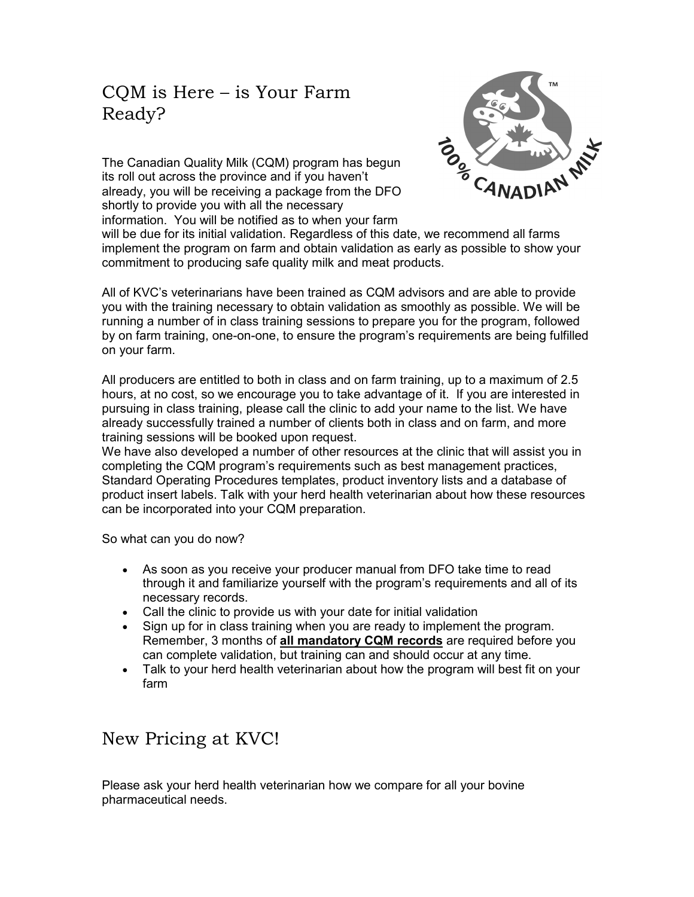## CQM is Here – is Your Farm Ready?

The Canadian Quality Milk (CQM) program has begun its roll out across the province and if you haven't already, you will be receiving a package from the DFO shortly to provide you with all the necessary information. You will be notified as to when your farm will be due for its initial validation. Regardless of this date, we recommend all farms implement the program on farm and obtain validation as early as possible to show your commitment to producing safe quality milk and meat products.

All of KVC's veterinarians have been trained as CQM advisors and are able to provide you with the training necessary to obtain validation as smoothly as possible. We will be running a number of in class training sessions to prepare you for the program, followed by on farm training, one-on-one, to ensure the program's requirements are being fulfilled on your farm.

All producers are entitled to both in class and on farm training, up to a maximum of 2.5 hours, at no cost, so we encourage you to take advantage of it. If you are interested in pursuing in class training, please call the clinic to add your name to the list. We have already successfully trained a number of clients both in class and on farm, and more training sessions will be booked upon request.

We have also developed a number of other resources at the clinic that will assist you in completing the CQM program's requirements such as best management practices, Standard Operating Procedures templates, product inventory lists and a database of product insert labels. Talk with your herd health veterinarian about how these resources can be incorporated into your CQM preparation.

So what can you do now?

- As soon as you receive your producer manual from DFO take time to read through it and familiarize yourself with the program's requirements and all of its necessary records.
- Call the clinic to provide us with your date for initial validation
- Sign up for in class training when you are ready to implement the program. Remember, 3 months of **all mandatory CQM records** are required before you can complete validation, but training can and should occur at any time.
- Talk to your herd health veterinarian about how the program will best fit on your farm

## New Pricing at KVC!

Please ask your herd health veterinarian how we compare for all your bovine pharmaceutical needs.